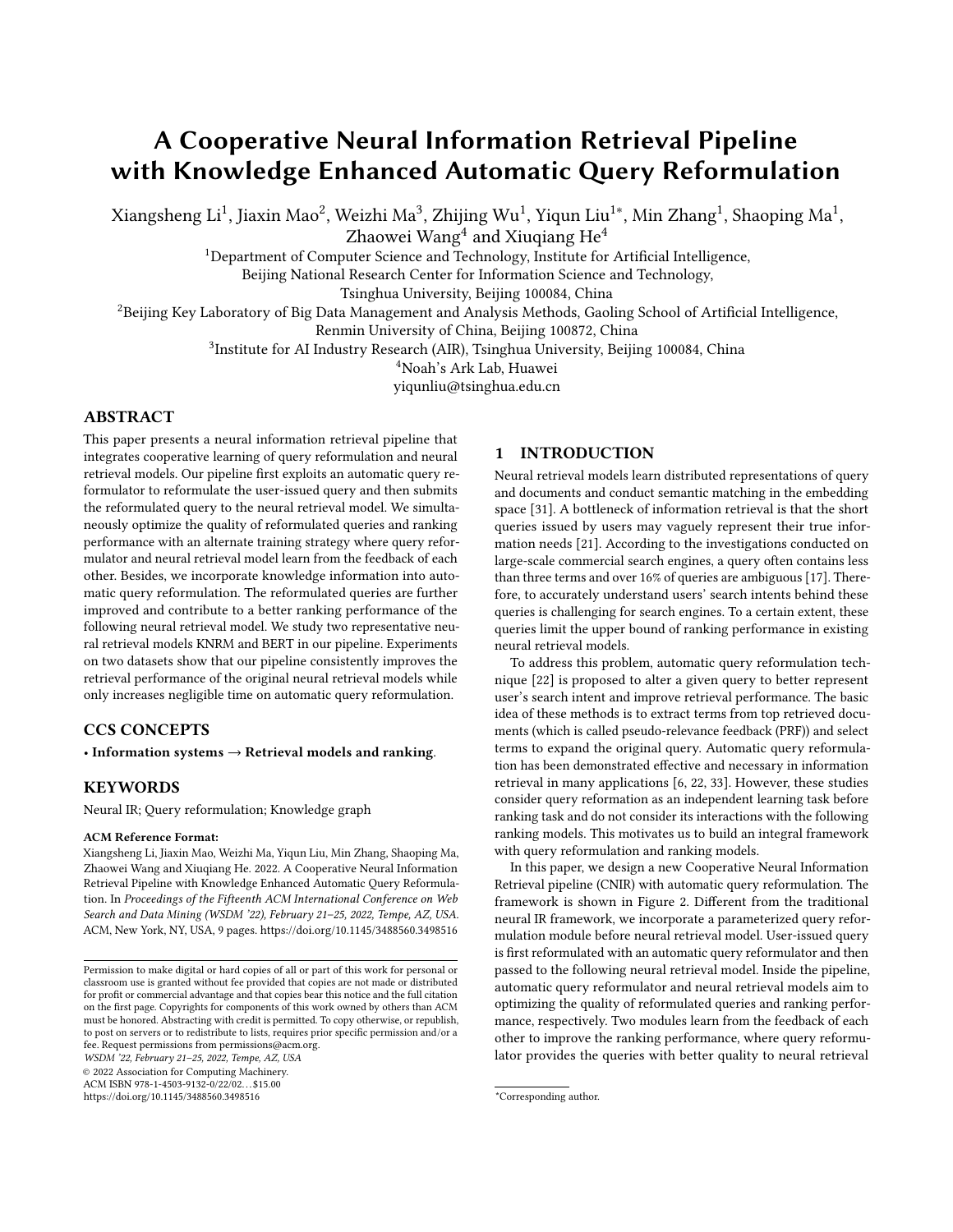# A Cooperative Neural Information Retrieval Pipeline with Knowledge Enhanced Automatic Query Reformulation

Xiangsheng Li[1], Jiaxin Mao[2], Weizhi Ma[3], Zhijing Wu[1], Yiqun Liu[1*], Min Zhang[1], Shaoping Ma[1], Zhaowei Wang[4] and Xiuqiang He[4]

[1]Department of Computer Science and Technology, Institute for Artificial Intelligence, Beijing National Research Center for Information Science and Technology, Tsinghua University, Beijing 100084, China

[2]Beijing Key Laboratory of Big Data Management and Analysis Methods, Gaoling School of Artificial Intelligence, Renmin University of China, Beijing 100872, China

[3]Institute for AI Industry Research (AIR), Tsinghua University, Beijing 100084, China

[4]Noah's Ark Lab, Huawei

yiqunliu@tsinghua.edu.cn

## ABSTRACT

This paper presents a neural information retrieval pipeline that integrates cooperative learning of query reformulation and neural retrieval models. Our pipeline first exploits an automatic query reformulator to reformulate the user-issued query and then submits the reformulated query to the neural retrieval model. We simultaneously optimize the quality of reformulated queries and ranking performance with an alternate training strategy where query reformulator and neural retrieval model learn from the feedback of each other. Besides, we incorporate knowledge information into automatic query reformulation. The reformulated queries are further improved and contribute to a better ranking performance of the following neural retrieval model. We study two representative neural retrieval models KNRM and BERT in our pipeline. Experiments on two datasets show that our pipeline consistently improves the retrieval performance of the original neural retrieval models while only increases negligible time on automatic query reformulation.

## CCS CONCEPTS

• **Information systems → Retrieval models and ranking**.

## KEYWORDS

Neural IR; Query reformulation; Knowledge graph

**ACM Reference Format:**

Xiangsheng Li, Jiaxin Mao, Weizhi Ma, Yiqun Liu, Min Zhang, Shaoping Ma, Zhaowei Wang and Xiuqiang He. 2022. A Cooperative Neural Information Retrieval Pipeline with Knowledge Enhanced Automatic Query Reformulation. In *Proceedings of the Fifteenth ACM International Conference on Web Search and Data Mining (WSDM '22), February 21–25, 2022, Tempe, AZ, USA.* ACM, New York, NY, USA, 9 pages. https://doi.org/10.1145/3488560.3498516

Permission to make digital or hard copies of all or part of this work for personal or classroom use is granted without fee provided that copies are not made or distributed for profit or commercial advantage and that copies bear this notice and the full citation on the first page. Copyrights for components of this work owned by others than ACM must be honored. Abstracting with credit is permitted. To copy otherwise, or republish, to post on servers or to redistribute to lists, requires prior specific permission and/or a fee. Request permissions from permissions@acm.org.

*WSDM '22, February 21–25, 2022, Tempe, AZ, USA*

© 2022 Association for Computing Machinery.

ACM ISBN 978-1-4503-9132-0/22/02...$15.00

https://doi.org/10.1145/3488560.3498516

## 1 INTRODUCTION

Neural retrieval models learn distributed representations of query and documents and conduct semantic matching in the embedding space [31]. A bottleneck of information retrieval is that the short queries issued by users may vaguely represent their true information needs [21]. According to the investigations conducted on large-scale commercial search engines, a query often contains less than three terms and over 16% of queries are ambiguous [17]. Therefore, to accurately understand users' search intents behind these queries is challenging for search engines. To a certain extent, these queries limit the upper bound of ranking performance in existing neural retrieval models.

To address this problem, automatic query reformulation technique [22] is proposed to alter a given query to better represent user's search intent and improve retrieval performance. The basic idea of these methods is to extract terms from top retrieved documents (which is called pseudo-relevance feedback (PRF)) and select terms to expand the original query. Automatic query reformulation has been demonstrated effective and necessary in information retrieval in many applications [6, 22, 33]. However, these studies consider query reformation as an independent learning task before ranking task and do not consider its interactions with the following ranking models. This motivates us to build an integral framework with query reformulation and ranking models.

In this paper, we design a new Cooperative Neural Information Retrieval pipeline (CNIR) with automatic query reformulation. The framework is shown in Figure 2. Different from the traditional neural IR framework, we incorporate a parameterized query reformulation module before neural retrieval model. User-issued query is first reformulated with an automatic query reformulator and then passed to the following neural retrieval model. Inside the pipeline, automatic query reformulator and neural retrieval models aim to optimizing the quality of reformulated queries and ranking performance, respectively. Two modules learn from the feedback of each other to improve the ranking performance, where query reformulator provides the queries with better quality to neural retrieval

*Corresponding author.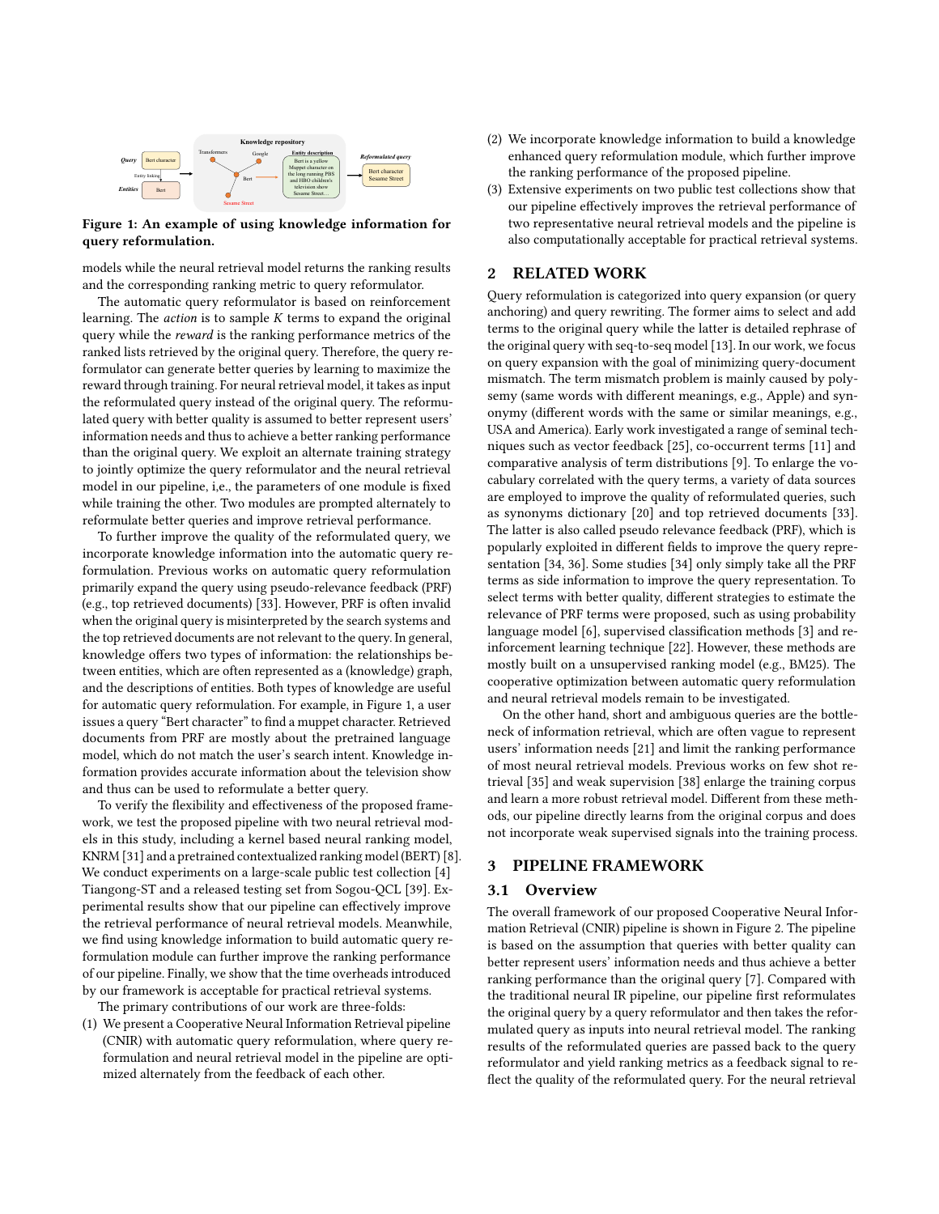Figure 1: An example of using knowledge information for query reformulation.

models while the neural retrieval model returns the ranking results and the corresponding ranking metric to query reformulator.

The automatic query reformulator is based on reinforcement learning. The *action* is to sample $K$ terms to expand the original query while the *reward* is the ranking performance metrics of the ranked lists retrieved by the original query. Therefore, the query reformulator can generate better queries by learning to maximize the reward through training. For neural retrieval model, it takes as input the reformulated query instead of the original query. The reformulated query with better quality is assumed to better represent users' information needs and thus to achieve a better ranking performance than the original query. We exploit an alternate training strategy to jointly optimize the query reformulator and the neural retrieval model in our pipeline, i,e., the parameters of one module is fixed while training the other. Two modules are prompted alternately to reformulate better queries and improve retrieval performance.

To further improve the quality of the reformulated query, we incorporate knowledge information into the automatic query reformulation. Previous works on automatic query reformulation primarily expand the query using pseudo-relevance feedback (PRF) (e.g., top retrieved documents) [33]. However, PRF is often invalid when the original query is misinterpreted by the search systems and the top retrieved documents are not relevant to the query. In general, knowledge offers two types of information: the relationships between entities, which are often represented as a (knowledge) graph, and the descriptions of entities. Both types of knowledge are useful for automatic query reformulation. For example, in Figure 1, a user issues a query "Bert character" to find a muppet character. Retrieved documents from PRF are mostly about the pretrained language model, which do not match the user's search intent. Knowledge information provides accurate information about the television show and thus can be used to reformulate a better query.

To verify the flexibility and effectiveness of the proposed framework, we test the proposed pipeline with two neural retrieval models in this study, including a kernel based neural ranking model, KNRM [31] and a pretrained contextualized ranking model (BERT) [8]. We conduct experiments on a large-scale public test collection [4] Tiangong-ST and a released testing set from Sogou-QCL [39]. Experimental results show that our pipeline can effectively improve the retrieval performance of neural retrieval models. Meanwhile, we find using knowledge information to build automatic query reformulation module can further improve the ranking performance of our pipeline. Finally, we show that the time overheads introduced by our framework is acceptable for practical retrieval systems.

The primary contributions of our work are three-folds:

(1) We present a Cooperative Neural Information Retrieval pipeline (CNIR) with automatic query reformulation, where query reformulation and neural retrieval model in the pipeline are optimized alternately from the feedback of each other.
(2) We incorporate knowledge information to build a knowledge enhanced query reformulation module, which further improve the ranking performance of the proposed pipeline.
(3) Extensive experiments on two public test collections show that our pipeline effectively improves the retrieval performance of two representative neural retrieval models and the pipeline is also computationally acceptable for practical retrieval systems.

## 2 RELATED WORK

Query reformulation is categorized into query expansion (or query anchoring) and query rewriting. The former aims to select and add terms to the original query while the latter is detailed rephrase of the original query with seq-to-seq model [13]. In our work, we focus on query expansion with the goal of minimizing query-document mismatch. The term mismatch problem is mainly caused by polysemy (same words with different meanings, e.g., Apple) and synonymy (different words with the same or similar meanings, e.g., USA and America). Early work investigated a range of seminal techniques such as vector feedback [25], co-occurrent terms [11] and comparative analysis of term distributions [9]. To enlarge the vocabulary correlated with the query terms, a variety of data sources are employed to improve the quality of reformulated queries, such as synonyms dictionary [20] and top retrieved documents [33]. The latter is also called pseudo relevance feedback (PRF), which is popularly exploited in different fields to improve the query representation [34, 36]. Some studies [34] only simply take all the PRF terms as side information to improve the query representation. To select terms with better quality, different strategies to estimate the relevance of PRF terms were proposed, such as using probability language model [6], supervised classification methods [3] and reinforcement learning technique [22]. However, these methods are mostly built on a unsupervised ranking model (e.g., BM25). The cooperative optimization between automatic query reformulation and neural retrieval models remain to be investigated.

On the other hand, short and ambiguous queries are the bottleneck of information retrieval, which are often vague to represent users' information needs [21] and limit the ranking performance of most neural retrieval models. Previous works on few shot retrieval [35] and weak supervision [38] enlarge the training corpus and learn a more robust retrieval model. Different from these methods, our pipeline directly learns from the original corpus and does not incorporate weak supervised signals into the training process.

## 3 PIPELINE FRAMEWORK

### 3.1 Overview

The overall framework of our proposed Cooperative Neural Information Retrieval (CNIR) pipeline is shown in Figure 2. The pipeline is based on the assumption that queries with better quality can better represent users' information needs and thus achieve a better ranking performance than the original query [7]. Compared with the traditional neural IR pipeline, our pipeline first reformulates the original query by a query reformulator and then takes the reformulated query as inputs into neural retrieval model. The ranking results of the reformulated queries are passed back to the query reformulator and yield ranking metrics as a feedback signal to reflect the quality of the reformulated query. For the neural retrieval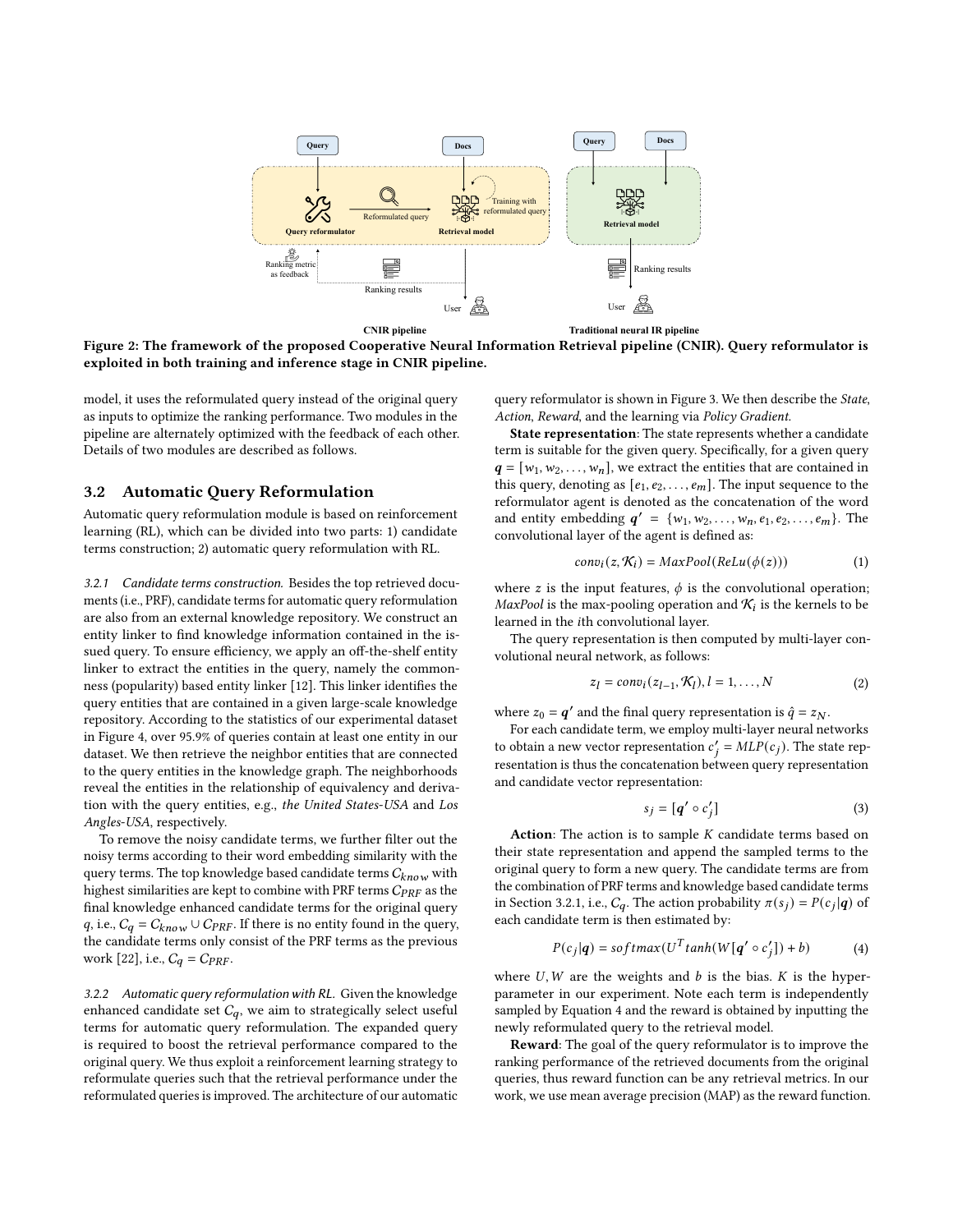Figure 2: The framework of the proposed Cooperative Neural Information Retrieval pipeline (CNIR). Query reformulator is exploited in both training and inference stage in CNIR pipeline.

model, it uses the reformulated query instead of the original query as inputs to optimize the ranking performance. Two modules in the pipeline are alternately optimized with the feedback of each other. Details of two modules are described as follows.

## 3.2 Automatic Query Reformulation

Automatic query reformulation module is based on reinforcement learning (RL), which can be divided into two parts: 1) candidate terms construction; 2) automatic query reformulation with RL.

*3.2.1 Candidate terms construction.* Besides the top retrieved documents (i.e., PRF), candidate terms for automatic query reformulation are also from an external knowledge repository. We construct an entity linker to find knowledge information contained in the issued query. To ensure efficiency, we apply an off-the-shelf entity linker to extract the entities in the query, namely the commonness (popularity) based entity linker [12]. This linker identifies the query entities that are contained in a given large-scale knowledge repository. According to the statistics of our experimental dataset in Figure 4, over 95.9% of queries contain at least one entity in our dataset. We then retrieve the neighbor entities that are connected to the query entities in the knowledge graph. The neighborhoods reveal the entities in the relationship of equivalency and derivation with the query entities, e.g., *the United States-USA* and *Los Angles-USA*, respectively.

To remove the noisy candidate terms, we further filter out the noisy terms according to their word embedding similarity with the query terms. The top knowledge based candidate terms $C_{know}$ with highest similarities are kept to combine with PRF terms $C_{PRF}$ as the final knowledge enhanced candidate terms for the original query $q$, i.e., $C_q = C_{know} \cup C_{PRF}$. If there is no entity found in the query, the candidate terms only consist of the PRF terms as the previous work [22], i.e., $C_q = C_{PRF}$.

*3.2.2 Automatic query reformulation with RL.* Given the knowledge enhanced candidate set $C_q$, we aim to strategically select useful terms for automatic query reformulation. The expanded query is required to boost the retrieval performance compared to the original query. We thus exploit a reinforcement learning strategy to reformulate queries such that the retrieval performance under the reformulated queries is improved. The architecture of our automatic query reformulator is shown in Figure 3. We then describe the *State*, *Action*, *Reward*, and the learning via *Policy Gradient*.

**State representation**: The state represents whether a candidate term is suitable for the given query. Specifically, for a given query $\boldsymbol{q} = [w_1, w_2, \ldots, w_n]$, we extract the entities that are contained in this query, denoting as $[e_1, e_2, \ldots, e_m]$. The input sequence to the reformulator agent is denoted as the concatenation of the word and entity embedding $\boldsymbol{q'} = \{w_1, w_2, \ldots, w_n, e_1, e_2, \ldots, e_m\}$. The convolutional layer of the agent is defined as:

$$conv_i(z, \mathcal{K}_i) = MaxPool(ReLu(\phi(z))) \tag{1}$$

where $z$ is the input features, $\phi$ is the convolutional operation; *MaxPool* is the max-pooling operation and $\mathcal{K}_i$ is the kernels to be learned in the $i$th convolutional layer.

The query representation is then computed by multi-layer convolutional neural network, as follows:

$$z_l = conv_i(z_{l-1}, \mathcal{K}_l), l = 1, \ldots, N \tag{2}$$

where $z_0 = \boldsymbol{q'}$ and the final query representation is $\hat{q} = z_N$.

For each candidate term, we employ multi-layer neural networks to obtain a new vector representation $c'_j = MLP(c_j)$. The state representation is thus the concatenation between query representation and candidate vector representation:

$$s_j = [\boldsymbol{q'} \circ c'_j] \tag{3}$$

**Action**: The action is to sample $K$ candidate terms based on their state representation and append the sampled terms to the original query to form a new query. The candidate terms are from the combination of PRF terms and knowledge based candidate terms in Section 3.2.1, i.e., $C_q$. The action probability $\pi(s_j) = P(c_j|\boldsymbol{q})$ of each candidate term is then estimated by:

$$P(c_j|\boldsymbol{q}) = softmax(U^T tanh(W[\boldsymbol{q'} \circ c'_j]) + b) \tag{4}$$

where $U, W$ are the weights and $b$ is the bias. $K$ is the hyperparameter in our experiment. Note each term is independently sampled by Equation 4 and the reward is obtained by inputting the newly reformulated query to the retrieval model.

**Reward**: The goal of the query reformulator is to improve the ranking performance of the retrieved documents from the original queries, thus reward function can be any retrieval metrics. In our work, we use mean average precision (MAP) as the reward function.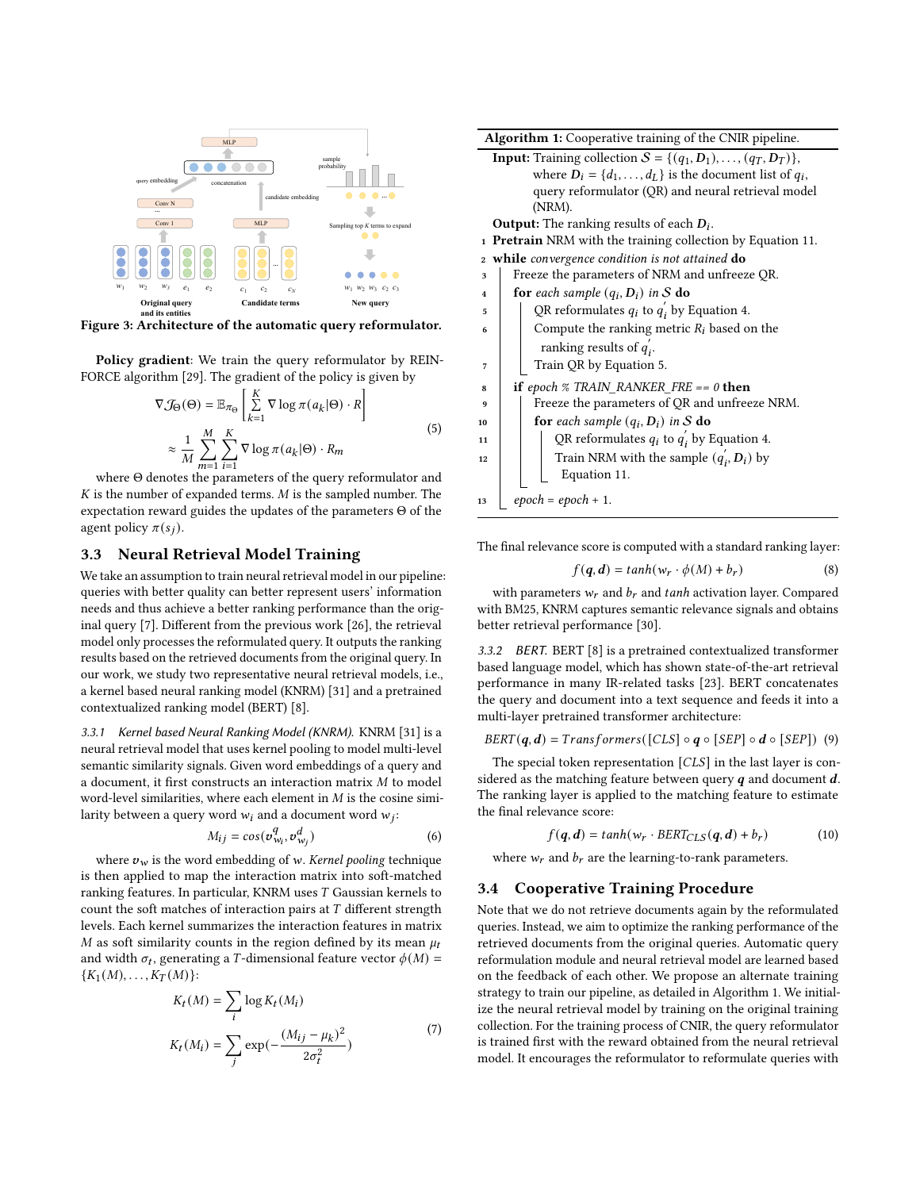Figure 3: Architecture of the automatic query reformulator.

**Policy gradient**: We train the query reformulator by REINFORCE algorithm [29]. The gradient of the policy is given by

$$\nabla \mathcal{J}_\Theta(\Theta) = \mathbb{E}_{\pi_\Theta}\left[\sum_{k=1}^{K} \nabla \log \pi(a_k|\Theta) \cdot R\right]$$
$$\approx \frac{1}{M}\sum_{m=1}^{M}\sum_{i=1}^{K} \nabla \log \pi(a_k|\Theta) \cdot R_m \quad (5)$$

where $\Theta$ denotes the parameters of the query reformulator and $K$ is the number of expanded terms. $M$ is the sampled number. The expectation reward guides the updates of the parameters $\Theta$ of the agent policy $\pi(s_j)$.

## 3.3 Neural Retrieval Model Training

We take an assumption to train neural retrieval model in our pipeline: queries with better quality can better represent users' information needs and thus achieve a better ranking performance than the original query [7]. Different from the previous work [26], the retrieval model only processes the reformulated query. It outputs the ranking results based on the retrieved documents from the original query. In our work, we study two representative neural retrieval models, i.e., a kernel based neural ranking model (KNRM) [31] and a pretrained contextualized ranking model (BERT) [8].

*3.3.1 Kernel based Neural Ranking Model (KNRM).* KNRM [31] is a neural retrieval model that uses kernel pooling to model multi-level semantic similarity signals. Given word embeddings of a query and a document, it first constructs an interaction matrix $M$ to model word-level similarities, where each element in $M$ is the cosine similarity between a query word $w_i$ and a document word $w_j$:

$$M_{ij} = cos(\boldsymbol{v}^q_{w_i}, \boldsymbol{v}^d_{w_j}) \quad (6)$$

where $\boldsymbol{v}_w$ is the word embedding of $w$. *Kernel pooling* technique is then applied to map the interaction matrix into soft-matched ranking features. In particular, KNRM uses $T$ Gaussian kernels to count the soft matches of interaction pairs at $T$ different strength levels. Each kernel summarizes the interaction features in matrix $M$ as soft similarity counts in the region defined by its mean $\mu_t$ and width $\sigma_t$, generating a $T$-dimensional feature vector $\phi(M) = \{K_1(M), \ldots, K_T(M)\}$:

$$K_t(M) = \sum_i \log K_t(M_i)$$
$$K_t(M_i) = \sum_j \exp(-\frac{(M_{ij} - \mu_k)^2}{2\sigma_t^2}) \quad (7)$$

**Algorithm 1:** Cooperative training of the CNIR pipeline.

**Input:** Training collection $\mathcal{S} = \{(q_1, \boldsymbol{D}_1), \ldots, (q_T, \boldsymbol{D}_T)\}$, where $\boldsymbol{D}_i = \{d_1, \ldots, d_L\}$ is the document list of $q_i$, query reformulator (QR) and neural retrieval model (NRM).
**Output:** The ranking results of each $\boldsymbol{D}_i$.

```
1  Pretrain NRM with the training collection by Equation 11.
2  while convergence condition is not attained do
3      Freeze the parameters of NRM and unfreeze QR.
4      for each sample (q_i, D_i) in S do
5          QR reformulates q_i to q_i' by Equation 4.
6          Compute the ranking metric R_i based on the
             ranking results of q_i'.
7          Train QR by Equation 5.
8      if epoch % TRAIN_RANKER_FRE == 0 then
9          Freeze the parameters of QR and unfreeze NRM.
10         for each sample (q_i, D_i) in S do
11             QR reformulates q_i to q_i' by Equation 4.
12             Train NRM with the sample (q_i', D_i) by
                 Equation 11.
13     epoch = epoch + 1.
```

The final relevance score is computed with a standard ranking layer:

$$f(\boldsymbol{q}, \boldsymbol{d}) = tanh(w_r \cdot \phi(M) + b_r) \quad (8)$$

with parameters $w_r$ and $b_r$ and *tanh* activation layer. Compared with BM25, KNRM captures semantic relevance signals and obtains better retrieval performance [30].

*3.3.2 BERT.* BERT [8] is a pretrained contextualized transformer based language model, which has shown state-of-the-art retrieval performance in many IR-related tasks [23]. BERT concatenates the query and document into a text sequence and feeds it into a multi-layer pretrained transformer architecture:

$$BERT(\boldsymbol{q}, \boldsymbol{d}) = Transformers([CLS] \circ \boldsymbol{q} \circ [SEP] \circ \boldsymbol{d} \circ [SEP]) \quad (9)$$

The special token representation $[CLS]$ in the last layer is considered as the matching feature between query $\boldsymbol{q}$ and document $\boldsymbol{d}$. The ranking layer is applied to the matching feature to estimate the final relevance score:

$$f(\boldsymbol{q}, \boldsymbol{d}) = tanh(w_r \cdot BERT_{CLS}(\boldsymbol{q}, \boldsymbol{d}) + b_r) \quad (10)$$

where $w_r$ and $b_r$ are the learning-to-rank parameters.

## 3.4 Cooperative Training Procedure

Note that we do not retrieve documents again by the reformulated queries. Instead, we aim to optimize the ranking performance of the retrieved documents from the original queries. Automatic query reformulation module and neural retrieval model are learned based on the feedback of each other. We propose an alternate training strategy to train our pipeline, as detailed in Algorithm 1. We initialize the neural retrieval model by training on the original training collection. For the training process of CNIR, the query reformulator is trained first with the reward obtained from the neural retrieval model. It encourages the reformulator to reformulate queries with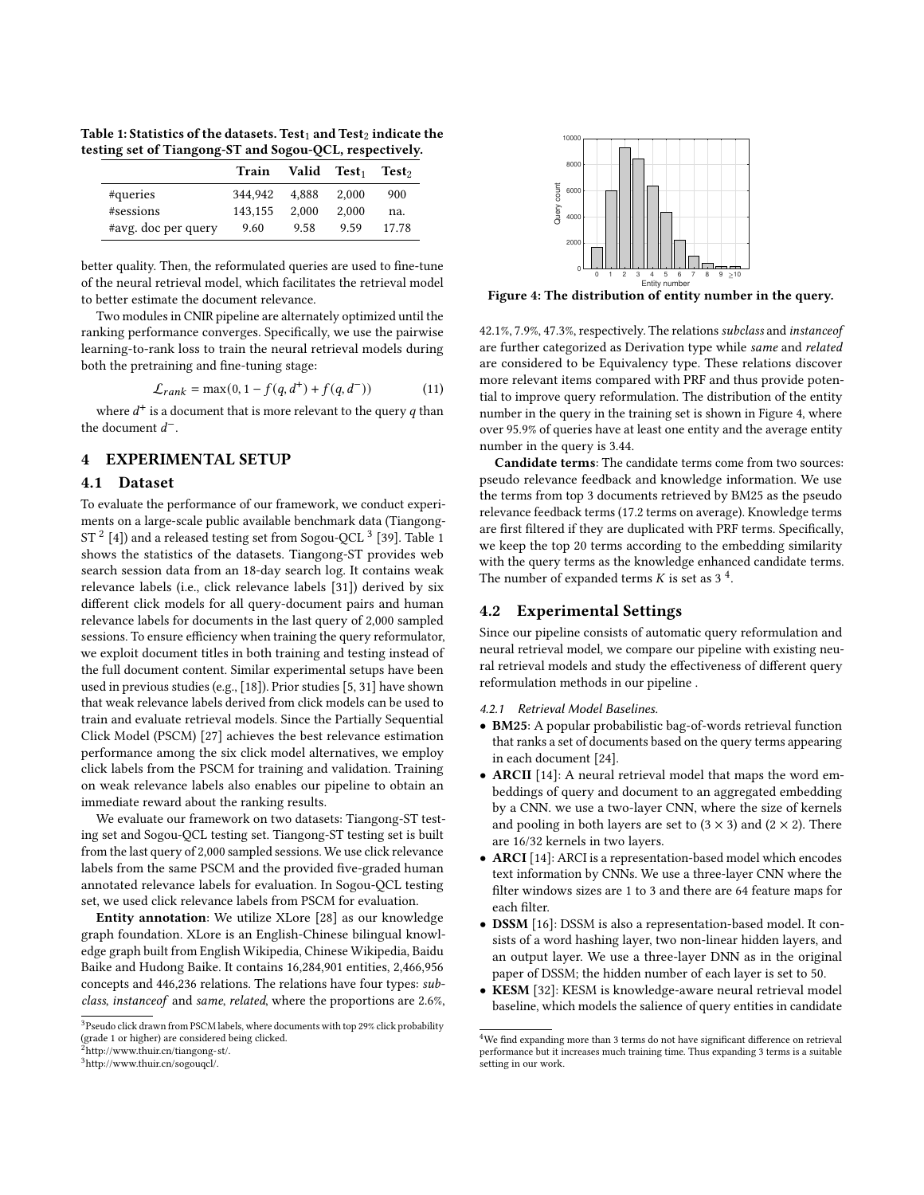Table 1: Statistics of the datasets. Test$_1$ and Test$_2$ indicate the testing set of Tiangong-ST and Sogou-QCL, respectively.

| | Train | Valid | Test$_1$ | Test$_2$ |
|---|---|---|---|---|
| #queries | 344,942 | 4,888 | 2,000 | 900 |
| #sessions | 143,155 | 2,000 | 2,000 | na. |
| #avg. doc per query | 9.60 | 9.58 | 9.59 | 17.78 |

better quality. Then, the reformulated queries are used to fine-tune of the neural retrieval model, which facilitates the retrieval model to better estimate the document relevance.

Two modules in CNIR pipeline are alternately optimized until the ranking performance converges. Specifically, we use the pairwise learning-to-rank loss to train the neural retrieval models during both the pretraining and fine-tuning stage:

$$\mathcal{L}_{rank} = \max(0, 1 - f(q, d^{+}) + f(q, d^{-})) \tag{11}$$

where $d^{+}$ is a document that is more relevant to the query $q$ than the document $d^{-}$.

## 4 EXPERIMENTAL SETUP

### 4.1 Dataset

To evaluate the performance of our framework, we conduct experiments on a large-scale public available benchmark data (Tiangong-ST [2] [4]) and a released testing set from Sogou-QCL [3] [39]. Table 1 shows the statistics of the datasets. Tiangong-ST provides web search session data from an 18-day search log. It contains weak relevance labels (i.e., click relevance labels [31]) derived by six different click models for all query-document pairs and human relevance labels for documents in the last query of 2,000 sampled sessions. To ensure efficiency when training the query reformulator, we exploit document titles in both training and testing instead of the full document content. Similar experimental setups have been used in previous studies (e.g., [18]). Prior studies [5, 31] have shown that weak relevance labels derived from click models can be used to train and evaluate retrieval models. Since the Partially Sequential Click Model (PSCM) [27] achieves the best relevance estimation performance among the six click model alternatives, we employ click labels from the PSCM for training and validation. Training on weak relevance labels also enables our pipeline to obtain an immediate reward about the ranking results.

We evaluate our framework on two datasets: Tiangong-ST testing set and Sogou-QCL testing set. Tiangong-ST testing set is built from the last query of 2,000 sampled sessions. We use click relevance labels from the same PSCM and the provided five-graded human annotated relevance labels for evaluation. In Sogou-QCL testing set, we used click relevance labels from PSCM for evaluation.

**Entity annotation**: We utilize XLore [28] as our knowledge graph foundation. XLore is an English-Chinese bilingual knowledge graph built from English Wikipedia, Chinese Wikipedia, Baidu Baike and Hudong Baike. It contains 16,284,901 entities, 2,466,956 concepts and 446,236 relations. The relations have four types: *subclass*, *instanceof* and *same*, *related*, where the proportions are 2.6%, 42.1%, 7.9%, 47.3%, respectively. The relations *subclass* and *instanceof* are further categorized as Derivation type while *same* and *related* are considered to be Equivalency type. These relations discover more relevant items compared with PRF and thus provide potential to improve query reformulation. The distribution of the entity number in the query in the training set is shown in Figure 4, where over 95.9% of queries have at least one entity and the average entity number in the query is 3.44.

Figure 4: The distribution of entity number in the query.

**Candidate terms**: The candidate terms come from two sources: pseudo relevance feedback and knowledge information. We use the terms from top 3 documents retrieved by BM25 as the pseudo relevance feedback terms (17.2 terms on average). Knowledge terms are first filtered if they are duplicated with PRF terms. Specifically, we keep the top 20 terms according to the embedding similarity with the query terms as the knowledge enhanced candidate terms. The number of expanded terms $K$ is set as 3 [4].

### 4.2 Experimental Settings

Since our pipeline consists of automatic query reformulation and neural retrieval model, we compare our pipeline with existing neural retrieval models and study the effectiveness of different query reformulation methods in our pipeline .

#### 4.2.1 Retrieval Model Baselines.

- **BM25**: A popular probabilistic bag-of-words retrieval function that ranks a set of documents based on the query terms appearing in each document [24].
- **ARCII** [14]: A neural retrieval model that maps the word embeddings of query and document to an aggregated embedding by a CNN. we use a two-layer CNN, where the size of kernels and pooling in both layers are set to $(3 \times 3)$ and $(2 \times 2)$. There are 16/32 kernels in two layers.
- **ARCI** [14]: ARCI is a representation-based model which encodes text information by CNNs. We use a three-layer CNN where the filter windows sizes are 1 to 3 and there are 64 feature maps for each filter.
- **DSSM** [16]: DSSM is also a representation-based model. It consists of a word hashing layer, two non-linear hidden layers, and an output layer. We use a three-layer DNN as in the original paper of DSSM; the hidden number of each layer is set to 50.
- **KESM** [32]: KESM is knowledge-aware neural retrieval model baseline, which models the salience of query entities in candidate

[3] Pseudo click drawn from PSCM labels, where documents with top 29% click probability (grade 1 or higher) are considered being clicked.

[2] http://www.thuir.cn/tiangong-st/.

[3] http://www.thuir.cn/sogouqcl/.

[4] We find expanding more than 3 terms do not have significant difference on retrieval performance but it increases much training time. Thus expanding 3 terms is a suitable setting in our work.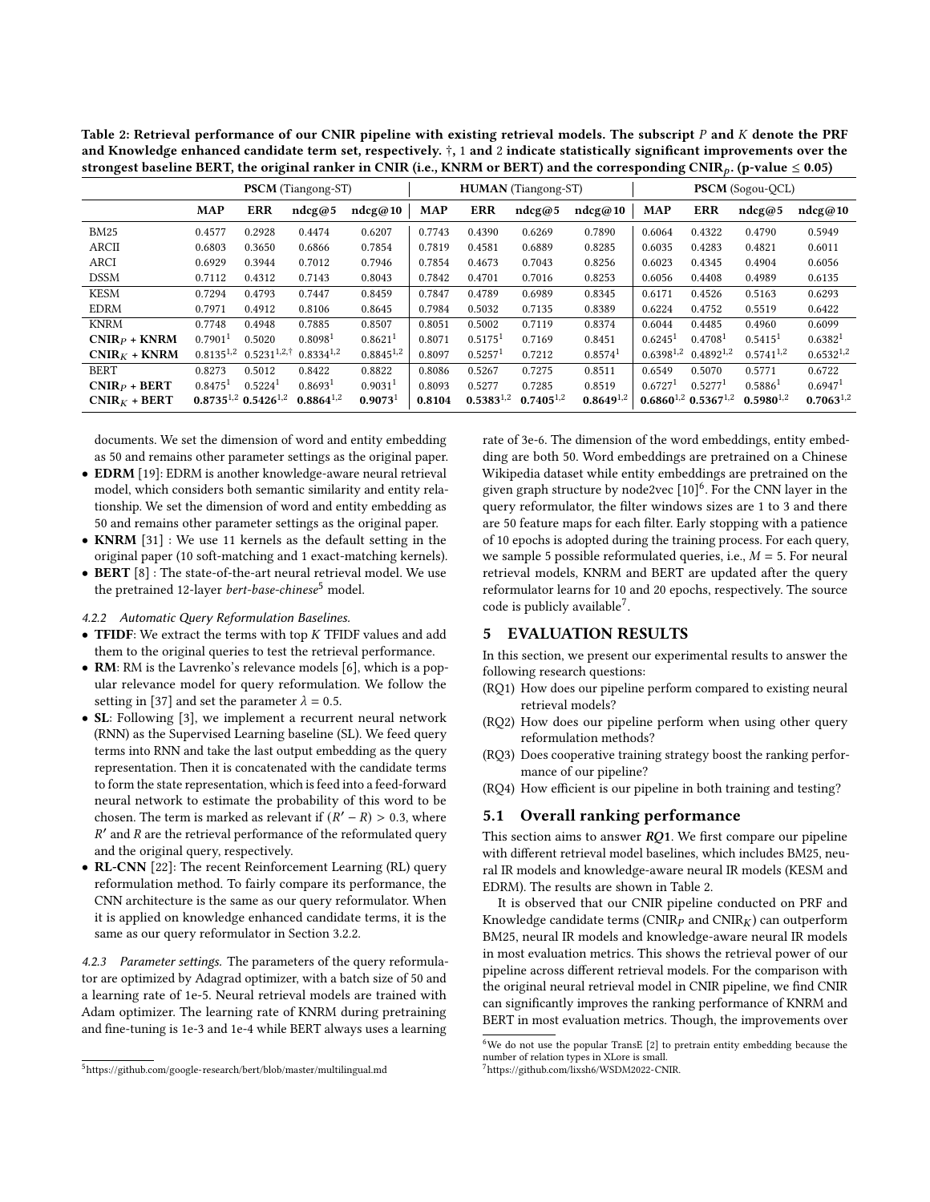Table 2: Retrieval performance of our CNIR pipeline with existing retrieval models. The subscript $P$ and $K$ denote the PRF and Knowledge enhanced candidate term set, respectively. †, 1 and 2 indicate statistically significant improvements over the strongest baseline BERT, the original ranker in CNIR (i.e., KNRM or BERT) and the corresponding CNIR$_P$. (p-value ≤ 0.05)

| | **PSCM** (Tiangong-ST) | | | | **HUMAN** (Tiangong-ST) | | | | **PSCM** (Sogou-QCL) | | | |
|---|---|---|---|---|---|---|---|---|---|---|---|---|
| | **MAP** | **ERR** | **ndcg@5** | **ndcg@10** | **MAP** | **ERR** | **ndcg@5** | **ndcg@10** | **MAP** | **ERR** | **ndcg@5** | **ndcg@10** |
| BM25 | 0.4577 | 0.2928 | 0.4474 | 0.6207 | 0.7743 | 0.4390 | 0.6269 | 0.7890 | 0.6064 | 0.4322 | 0.4790 | 0.5949 |
| ARCII | 0.6803 | 0.3650 | 0.6866 | 0.7854 | 0.7819 | 0.4581 | 0.6889 | 0.8285 | 0.6035 | 0.4283 | 0.4821 | 0.6011 |
| ARCI | 0.6929 | 0.3944 | 0.7012 | 0.7946 | 0.7854 | 0.4673 | 0.7043 | 0.8256 | 0.6023 | 0.4345 | 0.4904 | 0.6056 |
| DSSM | 0.7112 | 0.4312 | 0.7143 | 0.8043 | 0.7842 | 0.4701 | 0.7016 | 0.8253 | 0.6056 | 0.4408 | 0.4989 | 0.6135 |
| KESM | 0.7294 | 0.4793 | 0.7447 | 0.8459 | 0.7847 | 0.4789 | 0.6989 | 0.8345 | 0.6171 | 0.4526 | 0.5163 | 0.6293 |
| EDRM | 0.7971 | 0.4912 | 0.8106 | 0.8645 | 0.7984 | 0.5032 | 0.7135 | 0.8389 | 0.6224 | 0.4752 | 0.5519 | 0.6422 |
| KNRM | 0.7748 | 0.4948 | 0.7885 | 0.8507 | 0.8051 | 0.5002 | 0.7119 | 0.8374 | 0.6044 | 0.4485 | 0.4960 | 0.6099 |
| **CNIR$_P$ + KNRM** | 0.7901[1] | 0.5020 | 0.8098[1] | 0.8621[1] | 0.8071 | 0.5175[1] | 0.7169 | 0.8451 | 0.6245[1] | 0.4708[1] | 0.5415[1] | 0.6382[1] |
| **CNIR$_K$ + KNRM** | 0.8135[1,2] | 0.5231[1,2,†] | 0.8334[1,2] | 0.8845[1,2] | 0.8097 | 0.5257[1] | 0.7212 | 0.8574[1] | 0.6398[1,2] | 0.4892[1,2] | 0.5741[1,2] | 0.6532[1,2] |
| BERT | 0.8273 | 0.5012 | 0.8422 | 0.8822 | 0.8086 | 0.5267 | 0.7275 | 0.8511 | 0.6549 | 0.5070 | 0.5771 | 0.6722 |
| **CNIR$_P$ + BERT** | 0.8475[1] | 0.5224[1] | 0.8693[1] | 0.9031[1] | 0.8093 | 0.5277 | 0.7285 | 0.8519 | 0.6727[1] | 0.5277[1] | 0.5886[1] | 0.6947[1] |
| **CNIR$_K$ + BERT** | **0.8735**[1,2] | **0.5426**[1,2] | **0.8864**[1,2] | **0.9073**[1] | **0.8104** | **0.5383**[1,2] | **0.7405**[1,2] | **0.8649**[1,2] | **0.6860**[1,2] | **0.5367**[1,2] | **0.5980**[1,2] | **0.7063**[1,2] |

documents. We set the dimension of word and entity embedding as 50 and remains other parameter settings as the original paper.

- **EDRM** [19]: EDRM is another knowledge-aware neural retrieval model, which considers both semantic similarity and entity relationship. We set the dimension of word and entity embedding as 50 and remains other parameter settings as the original paper.
- **KNRM** [31] : We use 11 kernels as the default setting in the original paper (10 soft-matching and 1 exact-matching kernels).
- **BERT** [8] : The state-of-the-art neural retrieval model. We use the pretrained 12-layer *bert-base-chinese*[5] model.

#### 4.2.2 Automatic Query Reformulation Baselines.

- **TFIDF**: We extract the terms with top $K$ TFIDF values and add them to the original queries to test the retrieval performance.
- **RM**: RM is the Lavrenko's relevance models [6], which is a popular relevance model for query reformulation. We follow the setting in [37] and set the parameter $\lambda = 0.5$.
- **SL**: Following [3], we implement a recurrent neural network (RNN) as the Supervised Learning baseline (SL). We feed query terms into RNN and take the last output embedding as the query representation. Then it is concatenated with the candidate terms to form the state representation, which is feed into a feed-forward neural network to estimate the probability of this word to be chosen. The term is marked as relevant if $(R' - R) > 0.3$, where $R'$ and $R$ are the retrieval performance of the reformulated query and the original query, respectively.
- **RL-CNN** [22]: The recent Reinforcement Learning (RL) query reformulation method. To fairly compare its performance, the CNN architecture is the same as our query reformulator. When it is applied on knowledge enhanced candidate terms, it is the same as our query reformulator in Section 3.2.2.

#### 4.2.3 Parameter settings.

The parameters of the query reformulator are optimized by Adagrad optimizer, with a batch size of 50 and a learning rate of 1e-5. Neural retrieval models are trained with Adam optimizer. The learning rate of KNRM during pretraining and fine-tuning is 1e-3 and 1e-4 while BERT always uses a learning rate of 3e-6. The dimension of the word embeddings, entity embedding are both 50. Word embeddings are pretrained on a Chinese Wikipedia dataset while entity embeddings are pretrained on the given graph structure by node2vec [10][6]. For the CNN layer in the query reformulator, the filter windows sizes are 1 to 3 and there are 50 feature maps for each filter. Early stopping with a patience of 10 epochs is adopted during the training process. For each query, we sample 5 possible reformulated queries, i.e., $M = 5$. For neural retrieval models, KNRM and BERT are updated after the query reformulator learns for 10 and 20 epochs, respectively. The source code is publicly available[7].

## 5 EVALUATION RESULTS

In this section, we present our experimental results to answer the following research questions:

- (RQ1) How does our pipeline perform compared to existing neural retrieval models?
- (RQ2) How does our pipeline perform when using other query reformulation methods?
- (RQ3) Does cooperative training strategy boost the ranking performance of our pipeline?
- (RQ4) How efficient is our pipeline in both training and testing?

### 5.1 Overall ranking performance

This section aims to answer ***RQ1***. We first compare our pipeline with different retrieval model baselines, which includes BM25, neural IR models and knowledge-aware neural IR models (KESM and EDRM). The results are shown in Table 2.

It is observed that our CNIR pipeline conducted on PRF and Knowledge candidate terms (CNIR$_P$ and CNIR$_K$) can outperform BM25, neural IR models and knowledge-aware neural IR models in most evaluation metrics. This shows the retrieval power of our pipeline across different retrieval models. For the comparison with the original neural retrieval model in CNIR pipeline, we find CNIR can significantly improves the ranking performance of KNRM and BERT in most evaluation metrics. Though, the improvements over

[5] https://github.com/google-research/bert/blob/master/multilingual.md

[6] We do not use the popular TransE [2] to pretrain entity embedding because the number of relation types in XLore is small.

[7] https://github.com/lixsh6/WSDM2022-CNIR.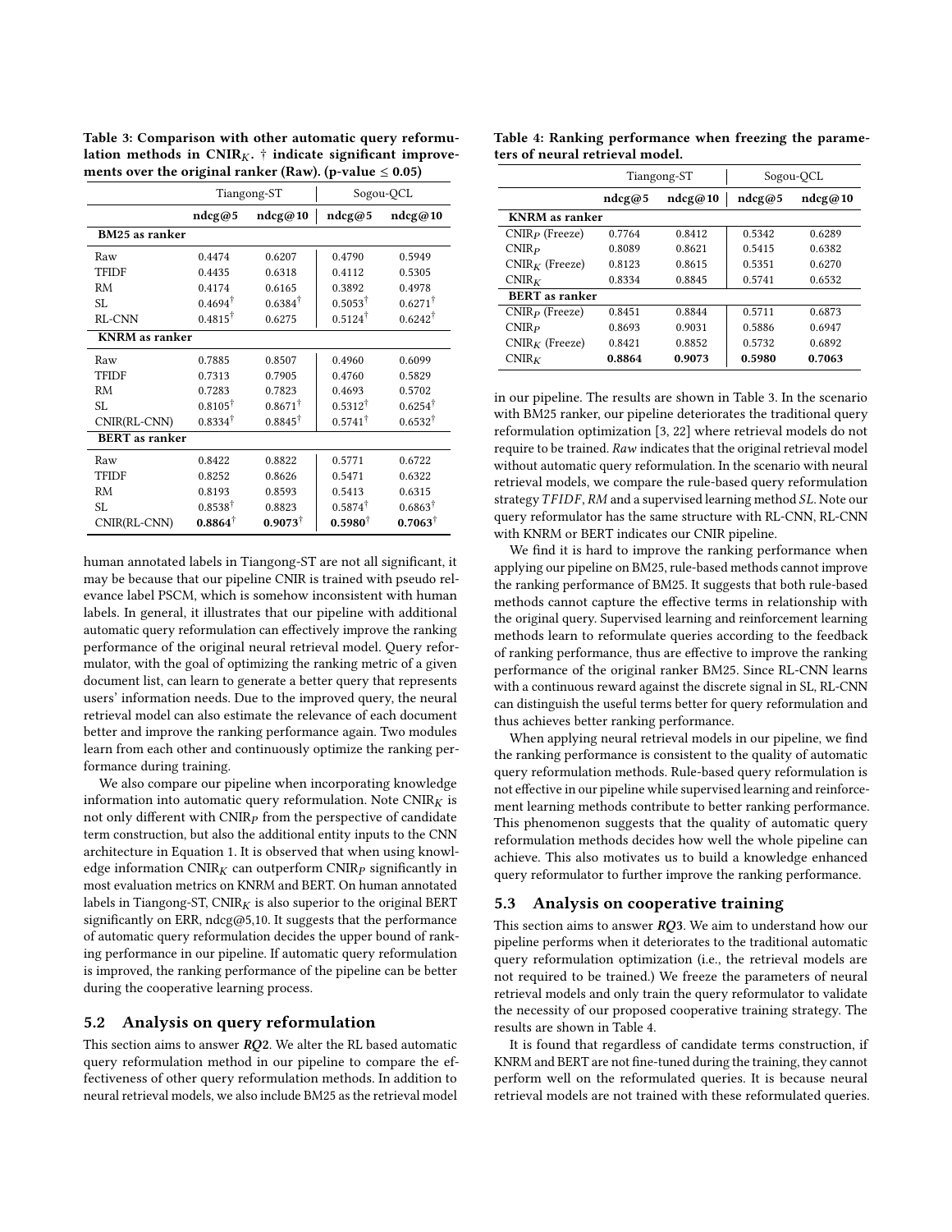Table 3: Comparison with other automatic query reformulation methods in $\text{CNIR}_K$. † indicate significant improvements over the original ranker (Raw). (p-value ≤ 0.05)

| | Tiangong-ST | | Sogou-QCL | |
|---|---|---|---|---|
| | **ndcg@5** | **ndcg@10** | **ndcg@5** | **ndcg@10** |
| **BM25 as ranker** | | | | |
| Raw | 0.4474 | 0.6207 | 0.4790 | 0.5949 |
| TFIDF | 0.4435 | 0.6318 | 0.4112 | 0.5305 |
| RM | 0.4174 | 0.6165 | 0.3892 | 0.4978 |
| SL | 0.4694† | 0.6384† | 0.5053† | 0.6271† |
| RL-CNN | 0.4815† | 0.6275 | 0.5124† | 0.6242† |
| **KNRM as ranker** | | | | |
| Raw | 0.7885 | 0.8507 | 0.4960 | 0.6099 |
| TFIDF | 0.7313 | 0.7905 | 0.4760 | 0.5829 |
| RM | 0.7283 | 0.7823 | 0.4693 | 0.5702 |
| SL | 0.8105† | 0.8671† | 0.5312† | 0.6254† |
| CNIR(RL-CNN) | 0.8334† | 0.8845† | 0.5741† | 0.6532† |
| **BERT as ranker** | | | | |
| Raw | 0.8422 | 0.8822 | 0.5771 | 0.6722 |
| TFIDF | 0.8252 | 0.8626 | 0.5471 | 0.6322 |
| RM | 0.8193 | 0.8593 | 0.5413 | 0.6315 |
| SL | 0.8538† | 0.8823 | 0.5874† | 0.6863† |
| CNIR(RL-CNN) | **0.8864**† | **0.9073**† | **0.5980**† | **0.7063**† |

human annotated labels in Tiangong-ST are not all significant, it may be because that our pipeline CNIR is trained with pseudo relevance label PSCM, which is somehow inconsistent with human labels. In general, it illustrates that our pipeline with additional automatic query reformulation can effectively improve the ranking performance of the original neural retrieval model. Query reformulator, with the goal of optimizing the ranking metric of a given document list, can learn to generate a better query that represents users' information needs. Due to the improved query, the neural retrieval model can also estimate the relevance of each document better and improve the ranking performance again. Two modules learn from each other and continuously optimize the ranking performance during training.

We also compare our pipeline when incorporating knowledge information into automatic query reformulation. Note $\text{CNIR}_K$ is not only different with $\text{CNIR}_P$ from the perspective of candidate term construction, but also the additional entity inputs to the CNN architecture in Equation 1. It is observed that when using knowledge information $\text{CNIR}_K$ can outperform $\text{CNIR}_P$ significantly in most evaluation metrics on KNRM and BERT. On human annotated labels in Tiangong-ST, $\text{CNIR}_K$ is also superior to the original BERT significantly on ERR, ndcg@5,10. It suggests that the performance of automatic query reformulation decides the upper bound of ranking performance in our pipeline. If automatic query reformulation is improved, the ranking performance of the pipeline can be better during the cooperative learning process.

## 5.2 Analysis on query reformulation

This section aims to answer ***RQ2***. We alter the RL based automatic query reformulation method in our pipeline to compare the effectiveness of other query reformulation methods. In addition to neural retrieval models, we also include BM25 as the retrieval model in our pipeline. The results are shown in Table 3. In the scenario with BM25 ranker, our pipeline deteriorates the traditional query reformulation optimization [3, 22] where retrieval models do not require to be trained. *Raw* indicates that the original retrieval model without automatic query reformulation. In the scenario with neural retrieval models, we compare the rule-based query reformulation strategy *TFIDF*, *RM* and a supervised learning method *SL*. Note our query reformulator has the same structure with RL-CNN, RL-CNN with KNRM or BERT indicates our CNIR pipeline.

We find it is hard to improve the ranking performance when applying our pipeline on BM25, rule-based methods cannot improve the ranking performance of BM25. It suggests that both rule-based methods cannot capture the effective terms in relationship with the original query. Supervised learning and reinforcement learning methods learn to reformulate queries according to the feedback of ranking performance, thus are effective to improve the ranking performance of the original ranker BM25. Since RL-CNN learns with a continuous reward against the discrete signal in SL, RL-CNN can distinguish the useful terms better for query reformulation and thus achieves better ranking performance.

When applying neural retrieval models in our pipeline, we find the ranking performance is consistent to the quality of automatic query reformulation methods. Rule-based query reformulation is not effective in our pipeline while supervised learning and reinforcement learning methods contribute to better ranking performance. This phenomenon suggests that the quality of automatic query reformulation methods decides how well the whole pipeline can achieve. This also motivates us to build a knowledge enhanced query reformulator to further improve the ranking performance.

## 5.3 Analysis on cooperative training

This section aims to answer ***RQ3***. We aim to understand how our pipeline performs when it deteriorates to the traditional automatic query reformulation optimization (i.e., the retrieval models are not required to be trained.) We freeze the parameters of neural retrieval models and only train the query reformulator to validate the necessity of our proposed cooperative training strategy. The results are shown in Table 4.

Table 4: Ranking performance when freezing the parameters of neural retrieval model.

| | Tiangong-ST | | Sogou-QCL | |
|---|---|---|---|---|
| | **ndcg@5** | **ndcg@10** | **ndcg@5** | **ndcg@10** |
| **KNRM as ranker** | | | | |
| $\text{CNIR}_P$ (Freeze) | 0.7764 | 0.8412 | 0.5342 | 0.6289 |
| $\text{CNIR}_P$ | 0.8089 | 0.8621 | 0.5415 | 0.6382 |
| $\text{CNIR}_K$ (Freeze) | 0.8123 | 0.8615 | 0.5351 | 0.6270 |
| $\text{CNIR}_K$ | 0.8334 | 0.8845 | 0.5741 | 0.6532 |
| **BERT as ranker** | | | | |
| $\text{CNIR}_P$ (Freeze) | 0.8451 | 0.8844 | 0.5711 | 0.6873 |
| $\text{CNIR}_P$ | 0.8693 | 0.9031 | 0.5886 | 0.6947 |
| $\text{CNIR}_K$ (Freeze) | 0.8421 | 0.8852 | 0.5732 | 0.6892 |
| $\text{CNIR}_K$ | **0.8864** | **0.9073** | **0.5980** | **0.7063** |

It is found that regardless of candidate terms construction, if KNRM and BERT are not fine-tuned during the training, they cannot perform well on the reformulated queries. It is because neural retrieval models are not trained with these reformulated queries.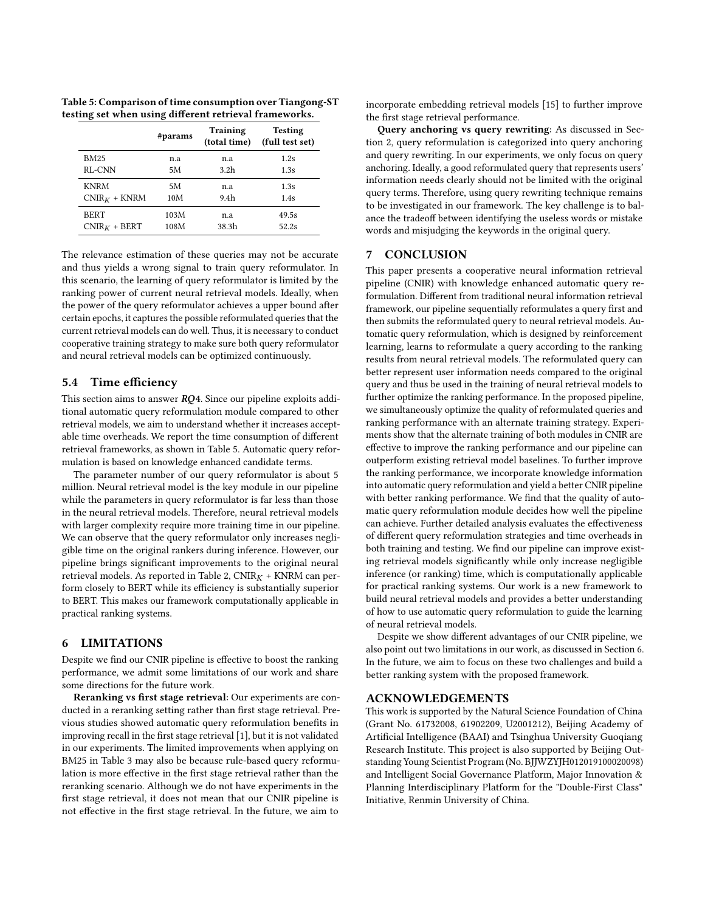Table 5: Comparison of time consumption over Tiangong-ST testing set when using different retrieval frameworks.

| | #params | Training (total time) | Testing (full test set) |
|---|---|---|---|
| BM25 | n.a | n.a | 1.2s |
| RL-CNN | 5M | 3.2h | 1.3s |
| KNRM | 5M | n.a | 1.3s |
| $\text{CNIR}_K$ + KNRM | 10M | 9.4h | 1.4s |
| BERT | 103M | n.a | 49.5s |
| $\text{CNIR}_K$ + BERT | 108M | 38.3h | 52.2s |

The relevance estimation of these queries may not be accurate and thus yields a wrong signal to train query reformulator. In this scenario, the learning of query reformulator is limited by the ranking power of current neural retrieval models. Ideally, when the power of the query reformulator achieves a upper bound after certain epochs, it captures the possible reformulated queries that the current retrieval models can do well. Thus, it is necessary to conduct cooperative training strategy to make sure both query reformulator and neural retrieval models can be optimized continuously.

### 5.4 Time efficiency

This section aims to answer ***RQ*4**. Since our pipeline exploits additional automatic query reformulation module compared to other retrieval models, we aim to understand whether it increases acceptable time overheads. We report the time consumption of different retrieval frameworks, as shown in Table 5. Automatic query reformulation is based on knowledge enhanced candidate terms.

The parameter number of our query reformulator is about 5 million. Neural retrieval model is the key module in our pipeline while the parameters in query reformulator is far less than those in the neural retrieval models. Therefore, neural retrieval models with larger complexity require more training time in our pipeline. We can observe that the query reformulator only increases negligible time on the original rankers during inference. However, our pipeline brings significant improvements to the original neural retrieval models. As reported in Table 2, $\text{CNIR}_K$ + KNRM can perform closely to BERT while its efficiency is substantially superior to BERT. This makes our framework computationally applicable in practical ranking systems.

## 6 LIMITATIONS

Despite we find our CNIR pipeline is effective to boost the ranking performance, we admit some limitations of our work and share some directions for the future work.

**Reranking vs first stage retrieval**: Our experiments are conducted in a reranking setting rather than first stage retrieval. Previous studies showed automatic query reformulation benefits in improving recall in the first stage retrieval [1], but it is not validated in our experiments. The limited improvements when applying on BM25 in Table 3 may also be because rule-based query reformulation is more effective in the first stage retrieval rather than the reranking scenario. Although we do not have experiments in the first stage retrieval, it does not mean that our CNIR pipeline is not effective in the first stage retrieval. In the future, we aim to incorporate embedding retrieval models [15] to further improve the first stage retrieval performance.

**Query anchoring vs query rewriting**: As discussed in Section 2, query reformulation is categorized into query anchoring and query rewriting. In our experiments, we only focus on query anchoring. Ideally, a good reformulated query that represents users' information needs clearly should not be limited with the original query terms. Therefore, using query rewriting technique remains to be investigated in our framework. The key challenge is to balance the tradeoff between identifying the useless words or mistake words and misjudging the keywords in the original query.

## 7 CONCLUSION

This paper presents a cooperative neural information retrieval pipeline (CNIR) with knowledge enhanced automatic query reformulation. Different from traditional neural information retrieval framework, our pipeline sequentially reformulates a query first and then submits the reformulated query to neural retrieval models. Automatic query reformulation, which is designed by reinforcement learning, learns to reformulate a query according to the ranking results from neural retrieval models. The reformulated query can better represent user information needs compared to the original query and thus be used in the training of neural retrieval models to further optimize the ranking performance. In the proposed pipeline, we simultaneously optimize the quality of reformulated queries and ranking performance with an alternate training strategy. Experiments show that the alternate training of both modules in CNIR are effective to improve the ranking performance and our pipeline can outperform existing retrieval model baselines. To further improve the ranking performance, we incorporate knowledge information into automatic query reformulation and yield a better CNIR pipeline with better ranking performance. We find that the quality of automatic query reformulation module decides how well the pipeline can achieve. Further detailed analysis evaluates the effectiveness of different query reformulation strategies and time overheads in both training and testing. We find our pipeline can improve existing retrieval models significantly while only increase negligible inference (or ranking) time, which is computationally applicable for practical ranking systems. Our work is a new framework to build neural retrieval models and provides a better understanding of how to use automatic query reformulation to guide the learning of neural retrieval models.

Despite we show different advantages of our CNIR pipeline, we also point out two limitations in our work, as discussed in Section 6. In the future, we aim to focus on these two challenges and build a better ranking system with the proposed framework.

## ACKNOWLEDGEMENTS

This work is supported by the Natural Science Foundation of China (Grant No. 61732008, 61902209, U2001212), Beijing Academy of Artificial Intelligence (BAAI) and Tsinghua University Guoqiang Research Institute. This project is also supported by Beijing Outstanding Young Scientist Program (No. BJJWZYJH012019100020098) and Intelligent Social Governance Platform, Major Innovation & Planning Interdisciplinary Platform for the "Double-First Class" Initiative, Renmin University of China.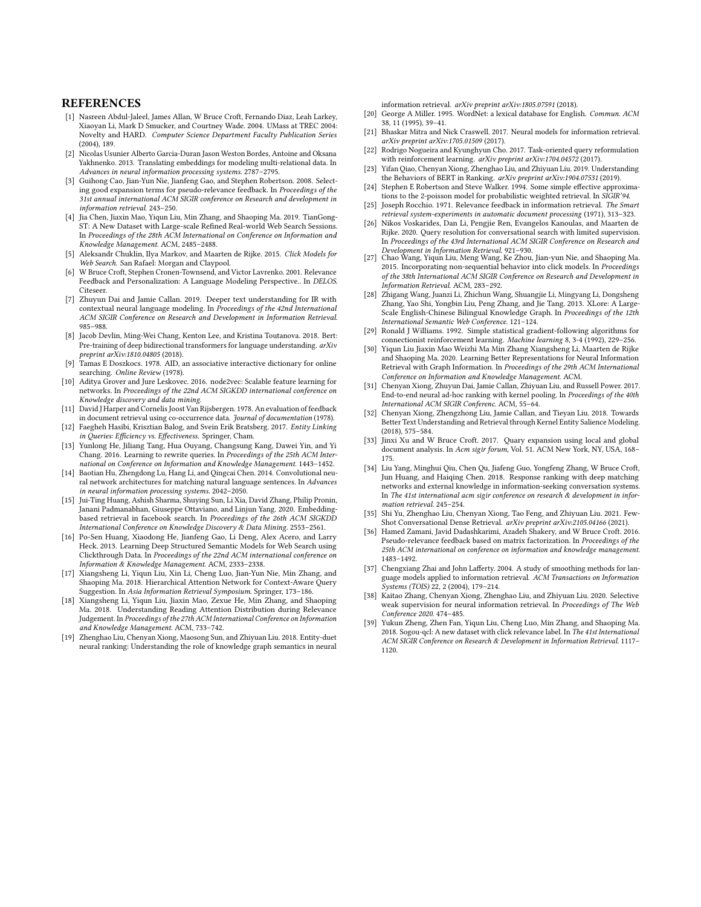## REFERENCES

- [1] Nasreen Abdul-Jaleel, James Allan, W Bruce Croft, Fernando Diaz, Leah Larkey, Xiaoyan Li, Mark D Smucker, and Courtney Wade. 2004. UMass at TREC 2004: Novelty and HARD. *Computer Science Department Faculty Publication Series* (2004), 189.
- [2] Nicolas Usunier Alberto Garcia-Duran Jason Weston Bordes, Antoine and Oksana Yakhnenko. 2013. Translating embeddings for modeling multi-relational data. In *Advances in neural information processing systems.* 2787–2795.
- [3] Guihong Cao, Jian-Yun Nie, Jianfeng Gao, and Stephen Robertson. 2008. Selecting good expansion terms for pseudo-relevance feedback. In *Proceedings of the 31st annual international ACM SIGIR conference on Research and development in information retrieval.* 243–250.
- [4] Jia Chen, Jiaxin Mao, Yiqun Liu, Min Zhang, and Shaoping Ma. 2019. TianGong-ST: A New Dataset with Large-scale Refined Real-world Web Search Sessions. In *Proceedings of the 28th ACM International on Conference on Information and Knowledge Management.* ACM, 2485–2488.
- [5] Aleksandr Chuklin, Ilya Markov, and Maarten de Rijke. 2015. *Click Models for Web Search.* San Rafael: Morgan and Claypool.
- [6] W Bruce Croft, Stephen Cronen-Townsend, and Victor Lavrenko. 2001. Relevance Feedback and Personalization: A Language Modeling Perspective.. In *DELOS.* Citeseer.
- [7] Zhuyun Dai and Jamie Callan. 2019. Deeper text understanding for IR with contextual neural language modeling. In *Proceedings of the 42nd International ACM SIGIR Conference on Research and Development in Information Retrieval.* 985–988.
- [8] Jacob Devlin, Ming-Wei Chang, Kenton Lee, and Kristina Toutanova. 2018. Bert: Pre-training of deep bidirectional transformers for language understanding. *arXiv preprint arXiv:1810.04805* (2018).
- [9] Tamas E Doszkocs. 1978. AID, an associative interactive dictionary for online searching. *Online Review* (1978).
- [10] Aditya Grover and Jure Leskovec. 2016. node2vec: Scalable feature learning for networks. In *Proceedings of the 22nd ACM SIGKDD international conference on Knowledge discovery and data mining.*
- [11] David J Harper and Cornelis Joost Van Rijsbergen. 1978. An evaluation of feedback in document retrieval using co-occurrence data. *Journal of documentation* (1978).
- [12] Faegheh Hasibi, Krisztian Balog, and Svein Erik Bratsberg. 2017. *Entity Linking in Queries: Efficiency vs. Effectiveness.* Springer, Cham.
- [13] Yunlong He, Jiliang Tang, Hua Ouyang, Changsung Kang, Dawei Yin, and Yi Chang. 2016. Learning to rewrite queries. In *Proceedings of the 25th ACM International on Conference on Information and Knowledge Management.* 1443–1452.
- [14] Baotian Hu, Zhengdong Lu, Hang Li, and Qingcai Chen. 2014. Convolutional neural network architectures for matching natural language sentences. In *Advances in neural information processing systems.* 2042–2050.
- [15] Jui-Ting Huang, Ashish Sharma, Shuying Sun, Li Xia, David Zhang, Philip Pronin, Janani Padmanabhan, Giuseppe Ottaviano, and Linjun Yang. 2020. Embedding-based retrieval in facebook search. In *Proceedings of the 26th ACM SIGKDD International Conference on Knowledge Discovery & Data Mining.* 2553–2561.
- [16] Po-Sen Huang, Xiaodong He, Jianfeng Gao, Li Deng, Alex Acero, and Larry Heck. 2013. Learning Deep Structured Semantic Models for Web Search using Clickthrough Data. In *Proceedings of the 22nd ACM international conference on Information & Knowledge Management.* ACM, 2333–2338.
- [17] Xiangsheng Li, Yiqun Liu, Xin Li, Cheng Luo, Jian-Yun Nie, Min Zhang, and Shaoping Ma. 2018. Hierarchical Attention Network for Context-Aware Query Suggestion. In *Asia Information Retrieval Symposium.* Springer, 173–186.
- [18] Xiangsheng Li, Yiqun Liu, Jiaxin Mao, Zexue He, Min Zhang, and Shaoping Ma. 2018. Understanding Reading Attention Distribution during Relevance Judgement. In *Proceedings of the 27th ACM International Conference on Information and Knowledge Management.* ACM, 733–742.
- [19] Zhenghao Liu, Chenyan Xiong, Maosong Sun, and Zhiyuan Liu. 2018. Entity-duet neural ranking: Understanding the role of knowledge graph semantics in neural information retrieval. *arXiv preprint arXiv:1805.07591* (2018).
- [20] George A Miller. 1995. WordNet: a lexical database for English. *Commun. ACM* 38, 11 (1995), 39–41.
- [21] Bhaskar Mitra and Nick Craswell. 2017. Neural models for information retrieval. *arXiv preprint arXiv:1705.01509* (2017).
- [22] Rodrigo Nogueira and Kyunghyun Cho. 2017. Task-oriented query reformulation with reinforcement learning. *arXiv preprint arXiv:1704.04572* (2017).
- [23] Yifan Qiao, Chenyan Xiong, Zhenghao Liu, and Zhiyuan Liu. 2019. Understanding the Behaviors of BERT in Ranking. *arXiv preprint arXiv:1904.07531* (2019).
- [24] Stephen E Robertson and Steve Walker. 1994. Some simple effective approximations to the 2-poisson model for probabilistic weighted retrieval. In *SIGIR'94.*
- [25] Joseph Rocchio. 1971. Relevance feedback in information retrieval. *The Smart retrieval system-experiments in automatic document processing* (1971), 313–323.
- [26] Nikos Voskarides, Dan Li, Pengjie Ren, Evangelos Kanoulas, and Maarten de Rijke. 2020. Query resolution for conversational search with limited supervision. In *Proceedings of the 43rd International ACM SIGIR Conference on Research and Development in Information Retrieval.* 921–930.
- [27] Chao Wang, Yiqun Liu, Meng Wang, Ke Zhou, Jian-yun Nie, and Shaoping Ma. 2015. Incorporating non-sequential behavior into click models. In *Proceedings of the 38th International ACM SIGIR Conference on Research and Development in Information Retrieval.* ACM, 283–292.
- [28] Zhigang Wang, Juanzi Li, Zhichun Wang, Shuangjie Li, Mingyang Li, Dongsheng Zhang, Yao Shi, Yongbin Liu, Peng Zhang, and Jie Tang. 2013. XLore: A Large-Scale English-Chinese Bilingual Knowledge Graph. In *Proceedings of the 12th International Semantic Web Conference.* 121–124.
- [29] Ronald J Williams. 1992. Simple statistical gradient-following algorithms for connectionist reinforcement learning. *Machine learning* 8, 3-4 (1992), 229–256.
- [30] Yiqun Liu Jiaxin Mao Weizhi Ma Min Zhang Xiangsheng Li, Maarten de Rijke and Shaoping Ma. 2020. Learning Better Representations for Neural Information Retrieval with Graph Information. In *Proceedings of the 29th ACM International Conference on Information and Knowledge Management.* ACM.
- [31] Chenyan Xiong, Zhuyun Dai, Jamie Callan, Zhiyuan Liu, and Russell Power. 2017. End-to-end neural ad-hoc ranking with kernel pooling. In *Proceedings of the 40th International ACM SIGIR Conferenc.* ACM, 55–64.
- [32] Chenyan Xiong, Zhengzhong Liu, Jamie Callan, and Tieyan Liu. 2018. Towards Better Text Understanding and Retrieval through Kernel Entity Salience Modeling. (2018), 575–584.
- [33] Jinxi Xu and W Bruce Croft. 2017. Quary expansion using local and global document analysis. In *Acm sigir forum*, Vol. 51. ACM New York, NY, USA, 168–175.
- [34] Liu Yang, Minghui Qiu, Chen Qu, Jiafeng Guo, Yongfeng Zhang, W Bruce Croft, Jun Huang, and Haiqing Chen. 2018. Response ranking with deep matching networks and external knowledge in information-seeking conversation systems. In *The 41st international acm sigir conference on research & development in information retrieval.* 245–254.
- [35] Shi Yu, Zhenghao Liu, Chenyan Xiong, Tao Feng, and Zhiyuan Liu. 2021. Few-Shot Conversational Dense Retrieval. *arXiv preprint arXiv:2105.04166* (2021).
- [36] Hamed Zamani, Javid Dadashkarimi, Azadeh Shakery, and W Bruce Croft. 2016. Pseudo-relevance feedback based on matrix factorization. In *Proceedings of the 25th ACM international on conference on information and knowledge management.* 1483–1492.
- [37] Chengxiang Zhai and John Lafferty. 2004. A study of smoothing methods for language models applied to information retrieval. *ACM Transactions on Information Systems (TOIS)* 22, 2 (2004), 179–214.
- [38] Kaitao Zhang, Chenyan Xiong, Zhenghao Liu, and Zhiyuan Liu. 2020. Selective weak supervision for neural information retrieval. In *Proceedings of The Web Conference 2020.* 474–485.
- [39] Yukun Zheng, Zhen Fan, Yiqun Liu, Cheng Luo, Min Zhang, and Shaoping Ma. 2018. Sogou-qcl: A new dataset with click relevance label. In *The 41st International ACM SIGIR Conference on Research & Development in Information Retrieval.* 1117–1120.